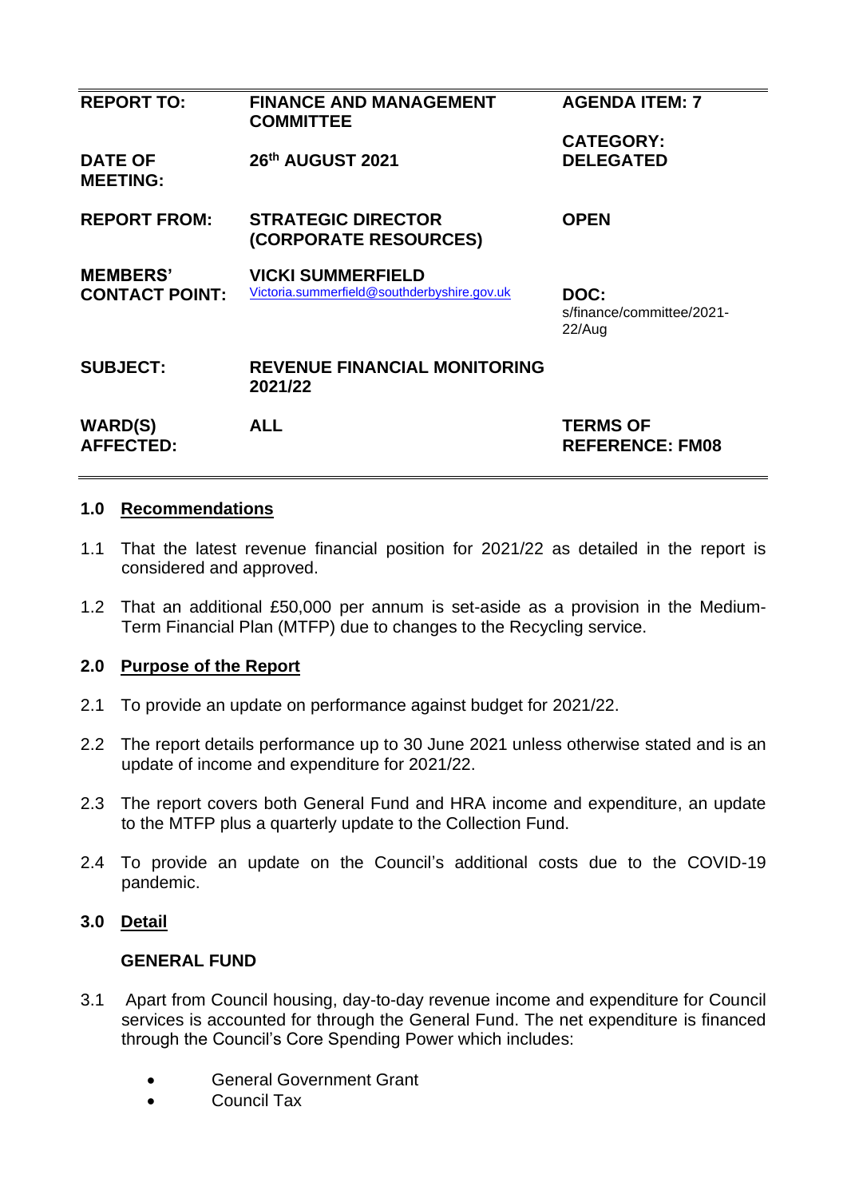| | | |
|---|---|---|
| **REPORT TO:** | **FINANCE AND MANAGEMENT COMMITTEE** | **AGENDA ITEM: 7** |
| **DATE OF MEETING:** | **26th AUGUST 2021** | **CATEGORY: DELEGATED** |
| **REPORT FROM:** | **STRATEGIC DIRECTOR (CORPORATE RESOURCES)** | **OPEN** |
| **MEMBERS' CONTACT POINT:** | **VICKI SUMMERFIELD** Victoria.summerfield@southderbyshire.gov.uk | **DOC:** s/finance/committee/2021-22/Aug |
| **SUBJECT:** | **REVENUE FINANCIAL MONITORING 2021/22** | |
| **WARD(S) AFFECTED:** | **ALL** | **TERMS OF REFERENCE: FM08** |

## 1.0 Recommendations

1.1 That the latest revenue financial position for 2021/22 as detailed in the report is considered and approved.

1.2 That an additional £50,000 per annum is set-aside as a provision in the Medium-Term Financial Plan (MTFP) due to changes to the Recycling service.

## 2.0 Purpose of the Report

2.1 To provide an update on performance against budget for 2021/22.

2.2 The report details performance up to 30 June 2021 unless otherwise stated and is an update of income and expenditure for 2021/22.

2.3 The report covers both General Fund and HRA income and expenditure, an update to the MTFP plus a quarterly update to the Collection Fund.

2.4 To provide an update on the Council's additional costs due to the COVID-19 pandemic.

## 3.0 Detail

### GENERAL FUND

3.1 Apart from Council housing, day-to-day revenue income and expenditure for Council services is accounted for through the General Fund. The net expenditure is financed through the Council's Core Spending Power which includes:

- General Government Grant
- Council Tax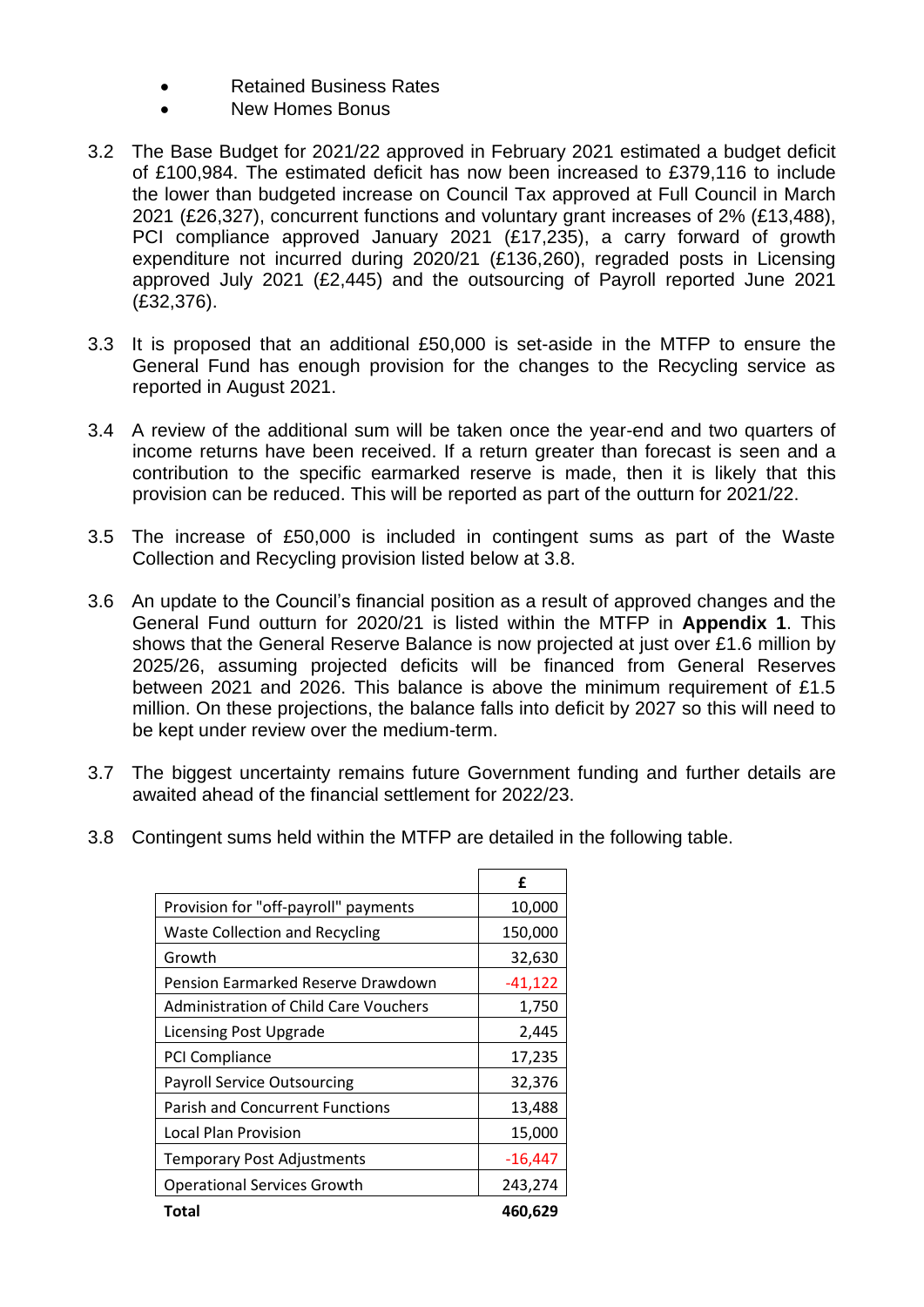- Retained Business Rates
- New Homes Bonus

3.2 The Base Budget for 2021/22 approved in February 2021 estimated a budget deficit of £100,984. The estimated deficit has now been increased to £379,116 to include the lower than budgeted increase on Council Tax approved at Full Council in March 2021 (£26,327), concurrent functions and voluntary grant increases of 2% (£13,488), PCI compliance approved January 2021 (£17,235), a carry forward of growth expenditure not incurred during 2020/21 (£136,260), regraded posts in Licensing approved July 2021 (£2,445) and the outsourcing of Payroll reported June 2021 (£32,376).

3.3 It is proposed that an additional £50,000 is set-aside in the MTFP to ensure the General Fund has enough provision for the changes to the Recycling service as reported in August 2021.

3.4 A review of the additional sum will be taken once the year-end and two quarters of income returns have been received. If a return greater than forecast is seen and a contribution to the specific earmarked reserve is made, then it is likely that this provision can be reduced. This will be reported as part of the outturn for 2021/22.

3.5 The increase of £50,000 is included in contingent sums as part of the Waste Collection and Recycling provision listed below at 3.8.

3.6 An update to the Council's financial position as a result of approved changes and the General Fund outturn for 2020/21 is listed within the MTFP in **Appendix 1**. This shows that the General Reserve Balance is now projected at just over £1.6 million by 2025/26, assuming projected deficits will be financed from General Reserves between 2021 and 2026. This balance is above the minimum requirement of £1.5 million. On these projections, the balance falls into deficit by 2027 so this will need to be kept under review over the medium-term.

3.7 The biggest uncertainty remains future Government funding and further details are awaited ahead of the financial settlement for 2022/23.

3.8 Contingent sums held within the MTFP are detailed in the following table.

| | £ |
|---|---|
| Provision for "off-payroll" payments | 10,000 |
| Waste Collection and Recycling | 150,000 |
| Growth | 32,630 |
| Pension Earmarked Reserve Drawdown | -41,122 |
| Administration of Child Care Vouchers | 1,750 |
| Licensing Post Upgrade | 2,445 |
| PCI Compliance | 17,235 |
| Payroll Service Outsourcing | 32,376 |
| Parish and Concurrent Functions | 13,488 |
| Local Plan Provision | 15,000 |
| Temporary Post Adjustments | -16,447 |
| Operational Services Growth | 243,274 |
| **Total** | **460,629** |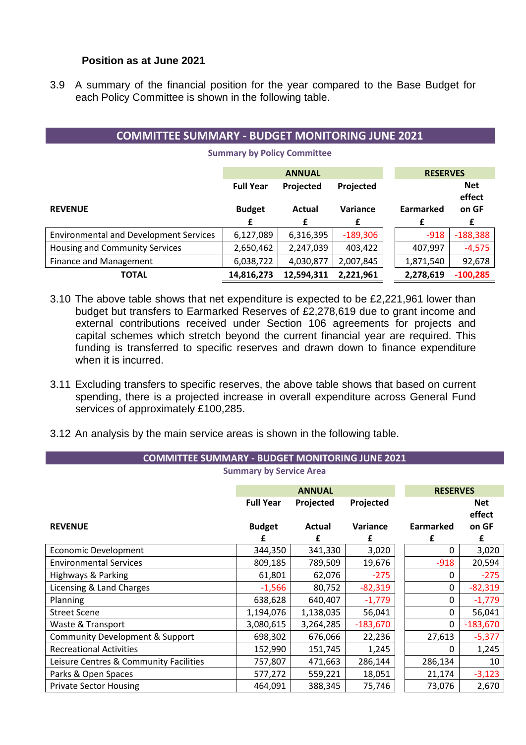**Position as at June 2021**

3.9 A summary of the financial position for the year compared to the Base Budget for each Policy Committee is shown in the following table.

**COMMITTEE SUMMARY - BUDGET MONITORING JUNE 2021**

**Summary by Policy Committee**

| | ANNUAL | | | RESERVES | |
|---|---|---|---|---|---|
| REVENUE | Full Year Budget | Projected Actual | Projected Variance | Earmarked | Net effect on GF |
| | £ | £ | £ | £ | £ |
| Environmental and Development Services | 6,127,089 | 6,316,395 | -189,306 | -918 | -188,388 |
| Housing and Community Services | 2,650,462 | 2,247,039 | 403,422 | 407,997 | -4,575 |
| Finance and Management | 6,038,722 | 4,030,877 | 2,007,845 | 1,871,540 | 92,678 |
| **TOTAL** | **14,816,273** | **12,594,311** | **2,221,961** | **2,278,619** | **-100,285** |

3.10 The above table shows that net expenditure is expected to be £2,221,961 lower than budget but transfers to Earmarked Reserves of £2,278,619 due to grant income and external contributions received under Section 106 agreements for projects and capital schemes which stretch beyond the current financial year are required. This funding is transferred to specific reserves and drawn down to finance expenditure when it is incurred.

3.11 Excluding transfers to specific reserves, the above table shows that based on current spending, there is a projected increase in overall expenditure across General Fund services of approximately £100,285.

3.12 An analysis by the main service areas is shown in the following table.

**COMMITTEE SUMMARY - BUDGET MONITORING JUNE 2021**

**Summary by Service Area**

| | ANNUAL | | | RESERVES | |
|---|---|---|---|---|---|
| REVENUE | Full Year Budget | Projected Actual | Projected Variance | Earmarked | Net effect on GF |
| | £ | £ | £ | £ | £ |
| Economic Development | 344,350 | 341,330 | 3,020 | 0 | 3,020 |
| Environmental Services | 809,185 | 789,509 | 19,676 | -918 | 20,594 |
| Highways & Parking | 61,801 | 62,076 | -275 | 0 | -275 |
| Licensing & Land Charges | -1,566 | 80,752 | -82,319 | 0 | -82,319 |
| Planning | 638,628 | 640,407 | -1,779 | 0 | -1,779 |
| Street Scene | 1,194,076 | 1,138,035 | 56,041 | 0 | 56,041 |
| Waste & Transport | 3,080,615 | 3,264,285 | -183,670 | 0 | -183,670 |
| Community Development & Support | 698,302 | 676,066 | 22,236 | 27,613 | -5,377 |
| Recreational Activities | 152,990 | 151,745 | 1,245 | 0 | 1,245 |
| Leisure Centres & Community Facilities | 757,807 | 471,663 | 286,144 | 286,134 | 10 |
| Parks & Open Spaces | 577,272 | 559,221 | 18,051 | 21,174 | -3,123 |
| Private Sector Housing | 464,091 | 388,345 | 75,746 | 73,076 | 2,670 |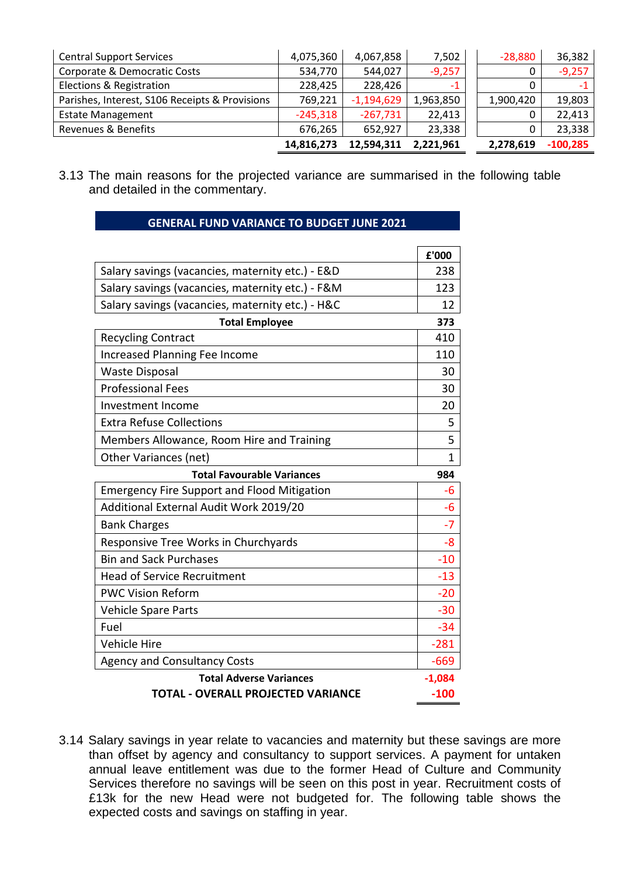| | | | | | |
|---|---|---|---|---|---|
| Central Support Services | 4,075,360 | 4,067,858 | 7,502 | -28,880 | 36,382 |
| Corporate & Democratic Costs | 534,770 | 544,027 | -9,257 | 0 | -9,257 |
| Elections & Registration | 228,425 | 228,426 | -1 | 0 | -1 |
| Parishes, Interest, S106 Receipts & Provisions | 769,221 | -1,194,629 | 1,963,850 | 1,900,420 | 19,803 |
| Estate Management | -245,318 | -267,731 | 22,413 | 0 | 22,413 |
| Revenues & Benefits | 676,265 | 652,927 | 23,338 | 0 | 23,338 |
| | **14,816,273** | **12,594,311** | **2,221,961** | **2,278,619** | **-100,285** |

3.13 The main reasons for the projected variance are summarised in the following table and detailed in the commentary.

| **GENERAL FUND VARIANCE TO BUDGET JUNE 2021** | **£'000** |
|---|---|
| Salary savings (vacancies, maternity etc.) - E&D | 238 |
| Salary savings (vacancies, maternity etc.) - F&M | 123 |
| Salary savings (vacancies, maternity etc.) - H&C | 12 |
| **Total Employee** | **373** |
| Recycling Contract | 410 |
| Increased Planning Fee Income | 110 |
| Waste Disposal | 30 |
| Professional Fees | 30 |
| Investment Income | 20 |
| Extra Refuse Collections | 5 |
| Members Allowance, Room Hire and Training | 5 |
| Other Variances (net) | 1 |
| **Total Favourable Variances** | **984** |
| Emergency Fire Support and Flood Mitigation | -6 |
| Additional External Audit Work 2019/20 | -6 |
| Bank Charges | -7 |
| Responsive Tree Works in Churchyards | -8 |
| Bin and Sack Purchases | -10 |
| Head of Service Recruitment | -13 |
| PWC Vision Reform | -20 |
| Vehicle Spare Parts | -30 |
| Fuel | -34 |
| Vehicle Hire | -281 |
| Agency and Consultancy Costs | -669 |
| **Total Adverse Variances** | **-1,084** |
| **TOTAL - OVERALL PROJECTED VARIANCE** | **-100** |

3.14 Salary savings in year relate to vacancies and maternity but these savings are more than offset by agency and consultancy to support services. A payment for untaken annual leave entitlement was due to the former Head of Culture and Community Services therefore no savings will be seen on this post in year. Recruitment costs of £13k for the new Head were not budgeted for. The following table shows the expected costs and savings on staffing in year.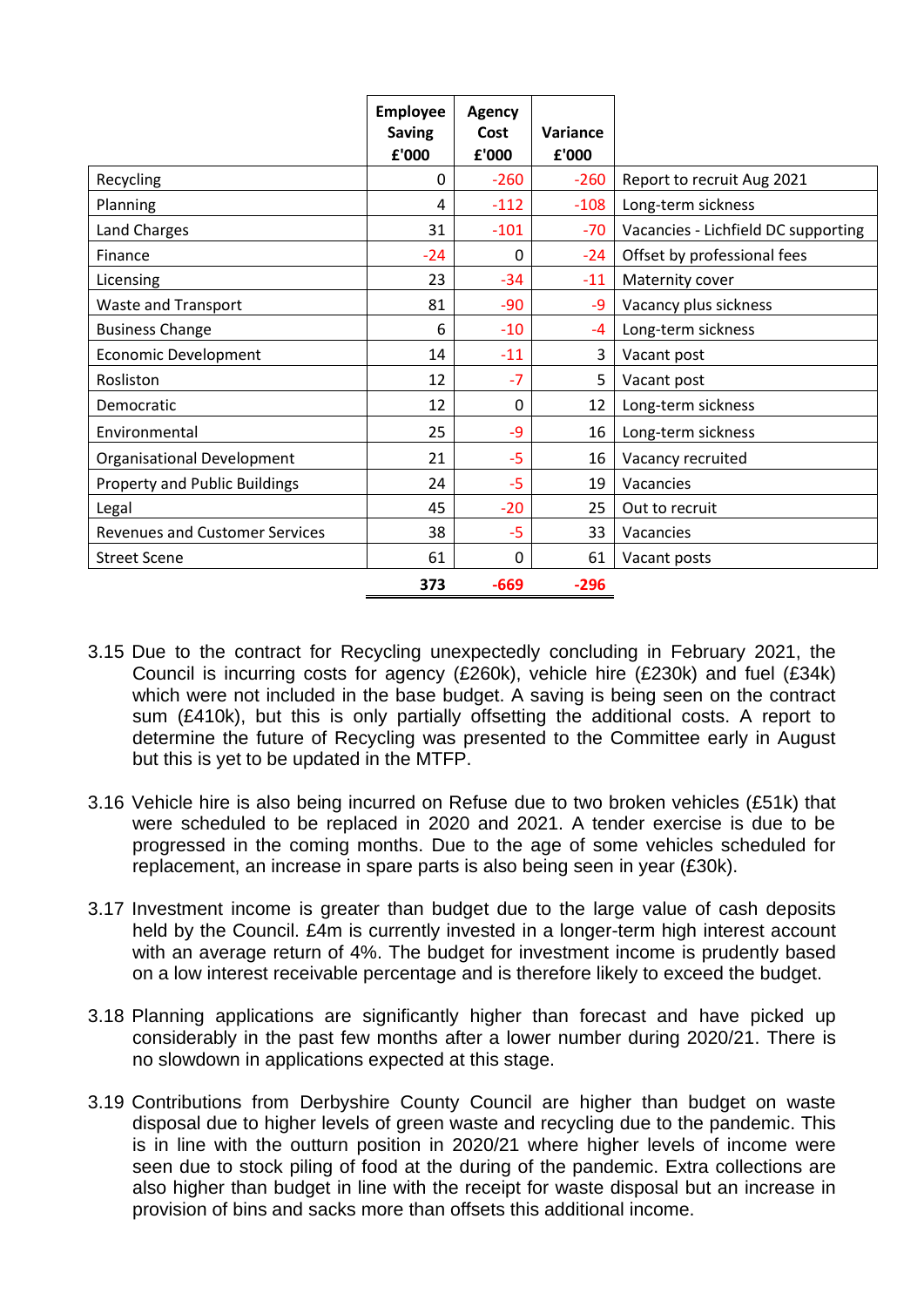| | Employee Saving £'000 | Agency Cost £'000 | Variance £'000 | |
|---|---|---|---|---|
| Recycling | 0 | -260 | -260 | Report to recruit Aug 2021 |
| Planning | 4 | -112 | -108 | Long-term sickness |
| Land Charges | 31 | -101 | -70 | Vacancies - Lichfield DC supporting |
| Finance | -24 | 0 | -24 | Offset by professional fees |
| Licensing | 23 | -34 | -11 | Maternity cover |
| Waste and Transport | 81 | -90 | -9 | Vacancy plus sickness |
| Business Change | 6 | -10 | -4 | Long-term sickness |
| Economic Development | 14 | -11 | 3 | Vacant post |
| Rosliston | 12 | -7 | 5 | Vacant post |
| Democratic | 12 | 0 | 12 | Long-term sickness |
| Environmental | 25 | -9 | 16 | Long-term sickness |
| Organisational Development | 21 | -5 | 16 | Vacancy recruited |
| Property and Public Buildings | 24 | -5 | 19 | Vacancies |
| Legal | 45 | -20 | 25 | Out to recruit |
| Revenues and Customer Services | 38 | -5 | 33 | Vacancies |
| Street Scene | 61 | 0 | 61 | Vacant posts |
| | **373** | **-669** | **-296** | |

3.15 Due to the contract for Recycling unexpectedly concluding in February 2021, the Council is incurring costs for agency (£260k), vehicle hire (£230k) and fuel (£34k) which were not included in the base budget. A saving is being seen on the contract sum (£410k), but this is only partially offsetting the additional costs. A report to determine the future of Recycling was presented to the Committee early in August but this is yet to be updated in the MTFP.

3.16 Vehicle hire is also being incurred on Refuse due to two broken vehicles (£51k) that were scheduled to be replaced in 2020 and 2021. A tender exercise is due to be progressed in the coming months. Due to the age of some vehicles scheduled for replacement, an increase in spare parts is also being seen in year (£30k).

3.17 Investment income is greater than budget due to the large value of cash deposits held by the Council. £4m is currently invested in a longer-term high interest account with an average return of 4%. The budget for investment income is prudently based on a low interest receivable percentage and is therefore likely to exceed the budget.

3.18 Planning applications are significantly higher than forecast and have picked up considerably in the past few months after a lower number during 2020/21. There is no slowdown in applications expected at this stage.

3.19 Contributions from Derbyshire County Council are higher than budget on waste disposal due to higher levels of green waste and recycling due to the pandemic. This is in line with the outturn position in 2020/21 where higher levels of income were seen due to stock piling of food at the during of the pandemic. Extra collections are also higher than budget in line with the receipt for waste disposal but an increase in provision of bins and sacks more than offsets this additional income.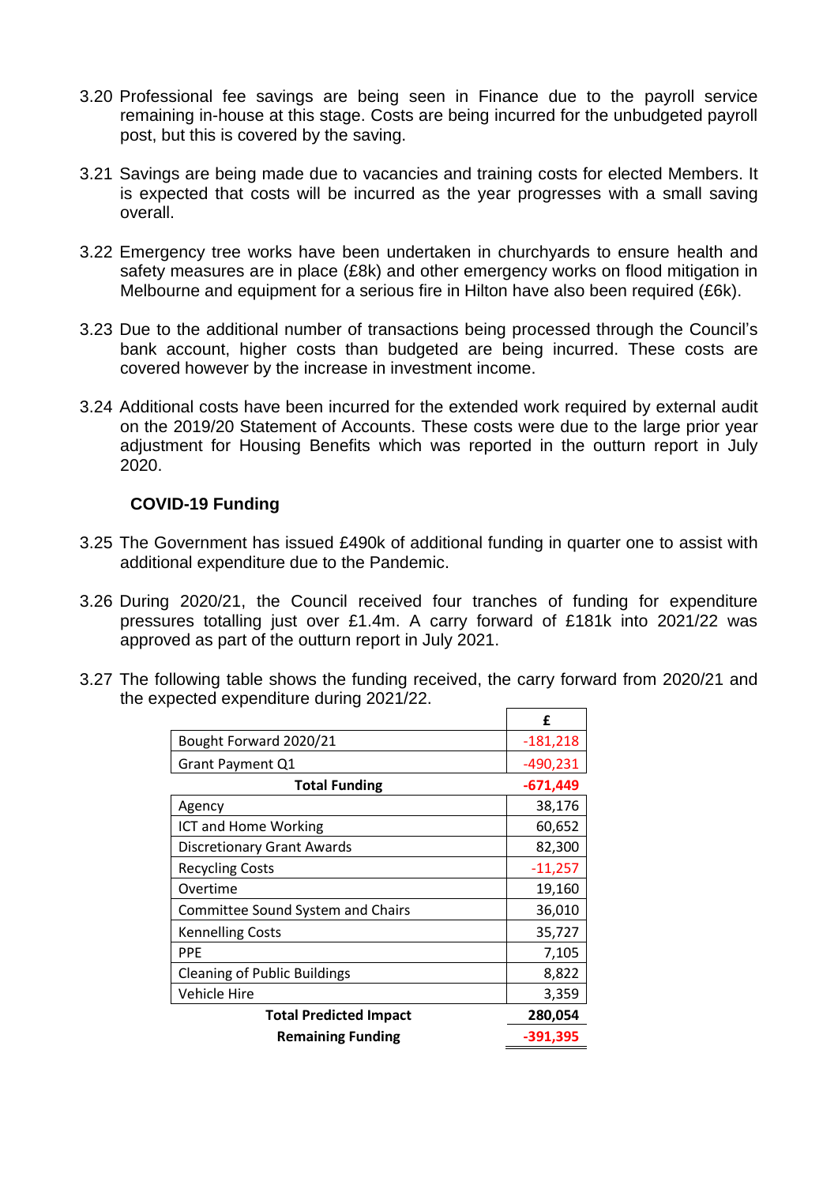3.20 Professional fee savings are being seen in Finance due to the payroll service remaining in-house at this stage. Costs are being incurred for the unbudgeted payroll post, but this is covered by the saving.

3.21 Savings are being made due to vacancies and training costs for elected Members. It is expected that costs will be incurred as the year progresses with a small saving overall.

3.22 Emergency tree works have been undertaken in churchyards to ensure health and safety measures are in place (£8k) and other emergency works on flood mitigation in Melbourne and equipment for a serious fire in Hilton have also been required (£6k).

3.23 Due to the additional number of transactions being processed through the Council's bank account, higher costs than budgeted are being incurred. These costs are covered however by the increase in investment income.

3.24 Additional costs have been incurred for the extended work required by external audit on the 2019/20 Statement of Accounts. These costs were due to the large prior year adjustment for Housing Benefits which was reported in the outturn report in July 2020.

### COVID-19 Funding

3.25 The Government has issued £490k of additional funding in quarter one to assist with additional expenditure due to the Pandemic.

3.26 During 2020/21, the Council received four tranches of funding for expenditure pressures totalling just over £1.4m. A carry forward of £181k into 2021/22 was approved as part of the outturn report in July 2021.

3.27 The following table shows the funding received, the carry forward from 2020/21 and the expected expenditure during 2021/22.

| | £ |
|---|---|
| Bought Forward 2020/21 | -181,218 |
| Grant Payment Q1 | -490,231 |
| **Total Funding** | **-671,449** |
| Agency | 38,176 |
| ICT and Home Working | 60,652 |
| Discretionary Grant Awards | 82,300 |
| Recycling Costs | -11,257 |
| Overtime | 19,160 |
| Committee Sound System and Chairs | 36,010 |
| Kennelling Costs | 35,727 |
| PPE | 7,105 |
| Cleaning of Public Buildings | 8,822 |
| Vehicle Hire | 3,359 |
| **Total Predicted Impact** | **280,054** |
| **Remaining Funding** | **-391,395** |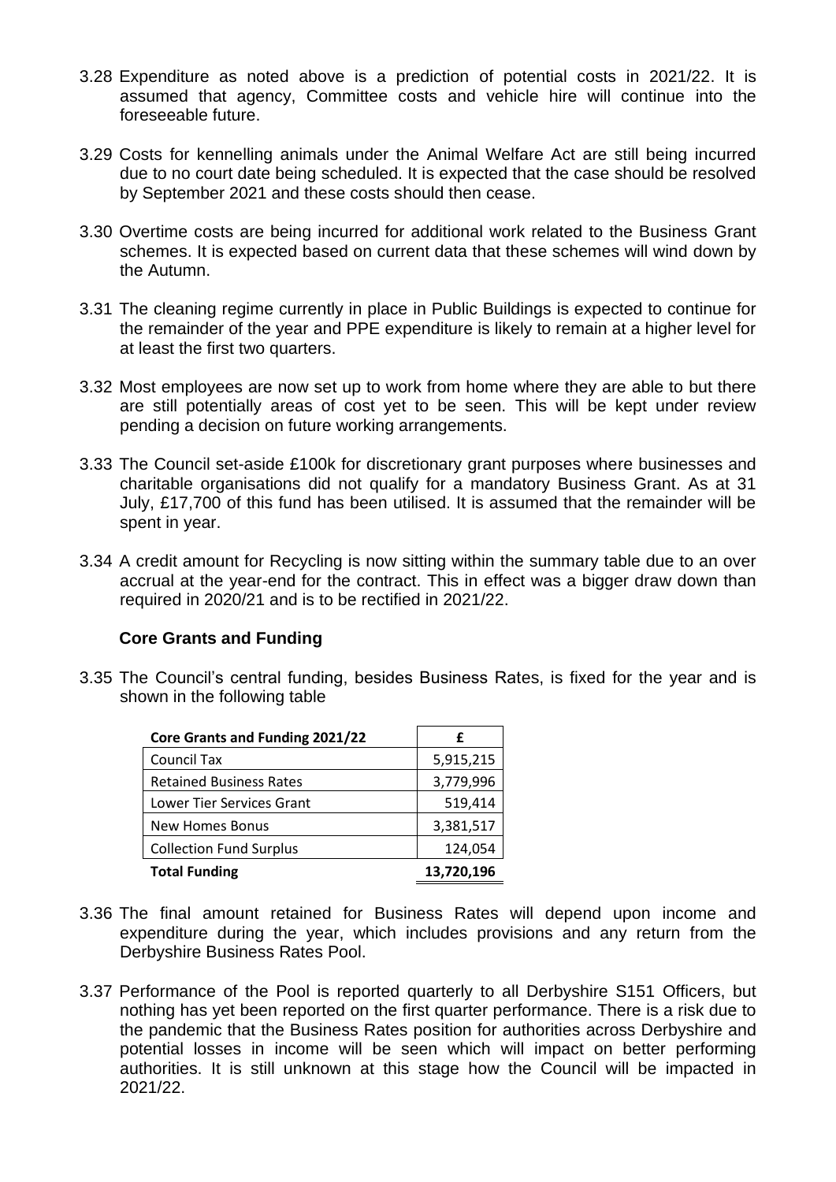3.28 Expenditure as noted above is a prediction of potential costs in 2021/22. It is assumed that agency, Committee costs and vehicle hire will continue into the foreseeable future.

3.29 Costs for kennelling animals under the Animal Welfare Act are still being incurred due to no court date being scheduled. It is expected that the case should be resolved by September 2021 and these costs should then cease.

3.30 Overtime costs are being incurred for additional work related to the Business Grant schemes. It is expected based on current data that these schemes will wind down by the Autumn.

3.31 The cleaning regime currently in place in Public Buildings is expected to continue for the remainder of the year and PPE expenditure is likely to remain at a higher level for at least the first two quarters.

3.32 Most employees are now set up to work from home where they are able to but there are still potentially areas of cost yet to be seen. This will be kept under review pending a decision on future working arrangements.

3.33 The Council set-aside £100k for discretionary grant purposes where businesses and charitable organisations did not qualify for a mandatory Business Grant. As at 31 July, £17,700 of this fund has been utilised. It is assumed that the remainder will be spent in year.

3.34 A credit amount for Recycling is now sitting within the summary table due to an over accrual at the year-end for the contract. This in effect was a bigger draw down than required in 2020/21 and is to be rectified in 2021/22.

### Core Grants and Funding

3.35 The Council's central funding, besides Business Rates, is fixed for the year and is shown in the following table

| Core Grants and Funding 2021/22 | £ |
|---|---|
| Council Tax | 5,915,215 |
| Retained Business Rates | 3,779,996 |
| Lower Tier Services Grant | 519,414 |
| New Homes Bonus | 3,381,517 |
| Collection Fund Surplus | 124,054 |
| **Total Funding** | **13,720,196** |

3.36 The final amount retained for Business Rates will depend upon income and expenditure during the year, which includes provisions and any return from the Derbyshire Business Rates Pool.

3.37 Performance of the Pool is reported quarterly to all Derbyshire S151 Officers, but nothing has yet been reported on the first quarter performance. There is a risk due to the pandemic that the Business Rates position for authorities across Derbyshire and potential losses in income will be seen which will impact on better performing authorities. It is still unknown at this stage how the Council will be impacted in 2021/22.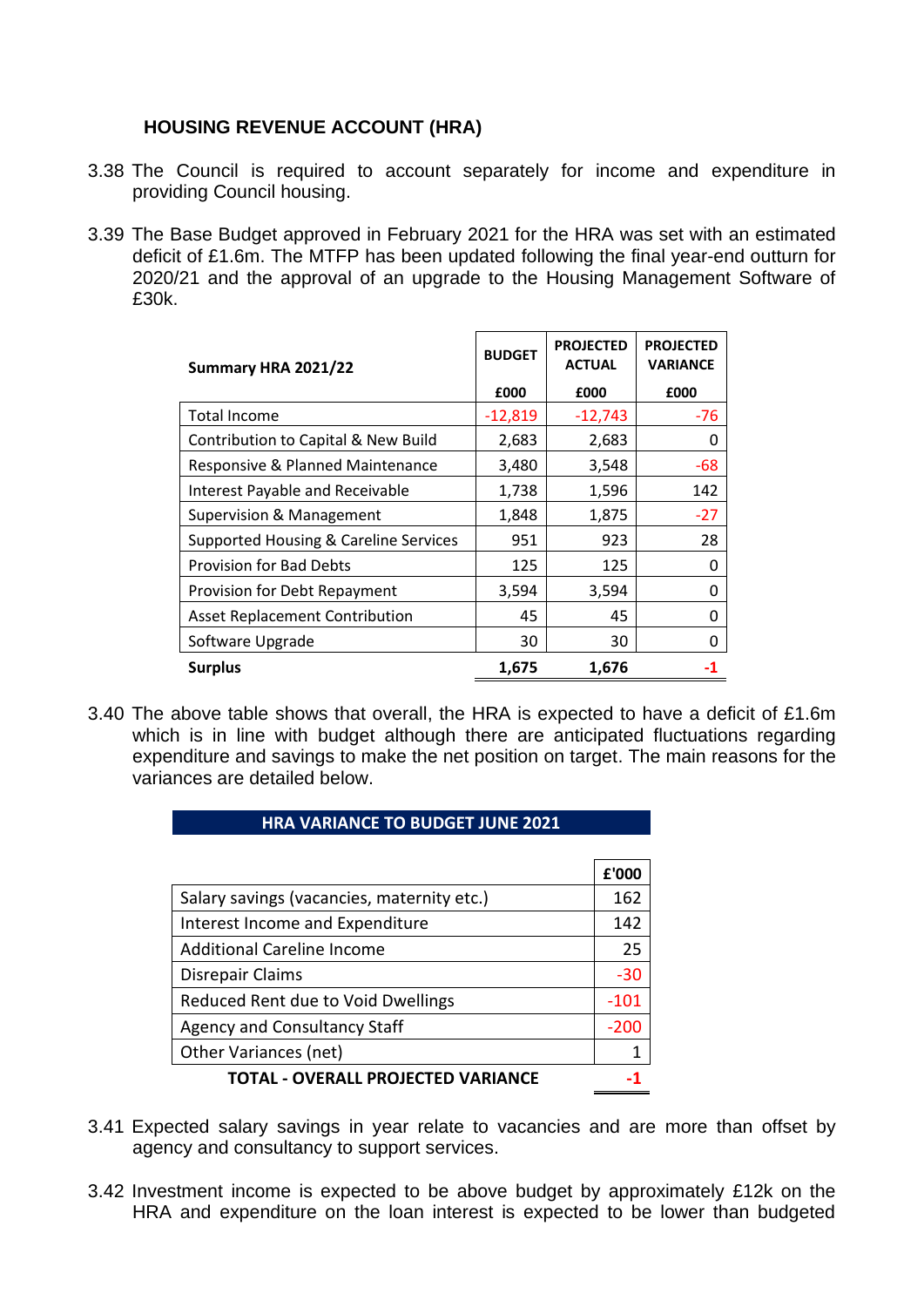### HOUSING REVENUE ACCOUNT (HRA)

3.38 The Council is required to account separately for income and expenditure in providing Council housing.

3.39 The Base Budget approved in February 2021 for the HRA was set with an estimated deficit of £1.6m. The MTFP has been updated following the final year-end outturn for 2020/21 and the approval of an upgrade to the Housing Management Software of £30k.

| Summary HRA 2021/22 | BUDGET £000 | PROJECTED ACTUAL £000 | PROJECTED VARIANCE £000 |
|---|---|---|---|
| Total Income | -12,819 | -12,743 | -76 |
| Contribution to Capital & New Build | 2,683 | 2,683 | 0 |
| Responsive & Planned Maintenance | 3,480 | 3,548 | -68 |
| Interest Payable and Receivable | 1,738 | 1,596 | 142 |
| Supervision & Management | 1,848 | 1,875 | -27 |
| Supported Housing & Careline Services | 951 | 923 | 28 |
| Provision for Bad Debts | 125 | 125 | 0 |
| Provision for Debt Repayment | 3,594 | 3,594 | 0 |
| Asset Replacement Contribution | 45 | 45 | 0 |
| Software Upgrade | 30 | 30 | 0 |
| **Surplus** | **1,675** | **1,676** | **-1** |

3.40 The above table shows that overall, the HRA is expected to have a deficit of £1.6m which is in line with budget although there are anticipated fluctuations regarding expenditure and savings to make the net position on target. The main reasons for the variances are detailed below.

**HRA VARIANCE TO BUDGET JUNE 2021**

| | £'000 |
|---|---|
| Salary savings (vacancies, maternity etc.) | 162 |
| Interest Income and Expenditure | 142 |
| Additional Careline Income | 25 |
| Disrepair Claims | -30 |
| Reduced Rent due to Void Dwellings | -101 |
| Agency and Consultancy Staff | -200 |
| Other Variances (net) | 1 |
| **TOTAL - OVERALL PROJECTED VARIANCE** | **-1** |

3.41 Expected salary savings in year relate to vacancies and are more than offset by agency and consultancy to support services.

3.42 Investment income is expected to be above budget by approximately £12k on the HRA and expenditure on the loan interest is expected to be lower than budgeted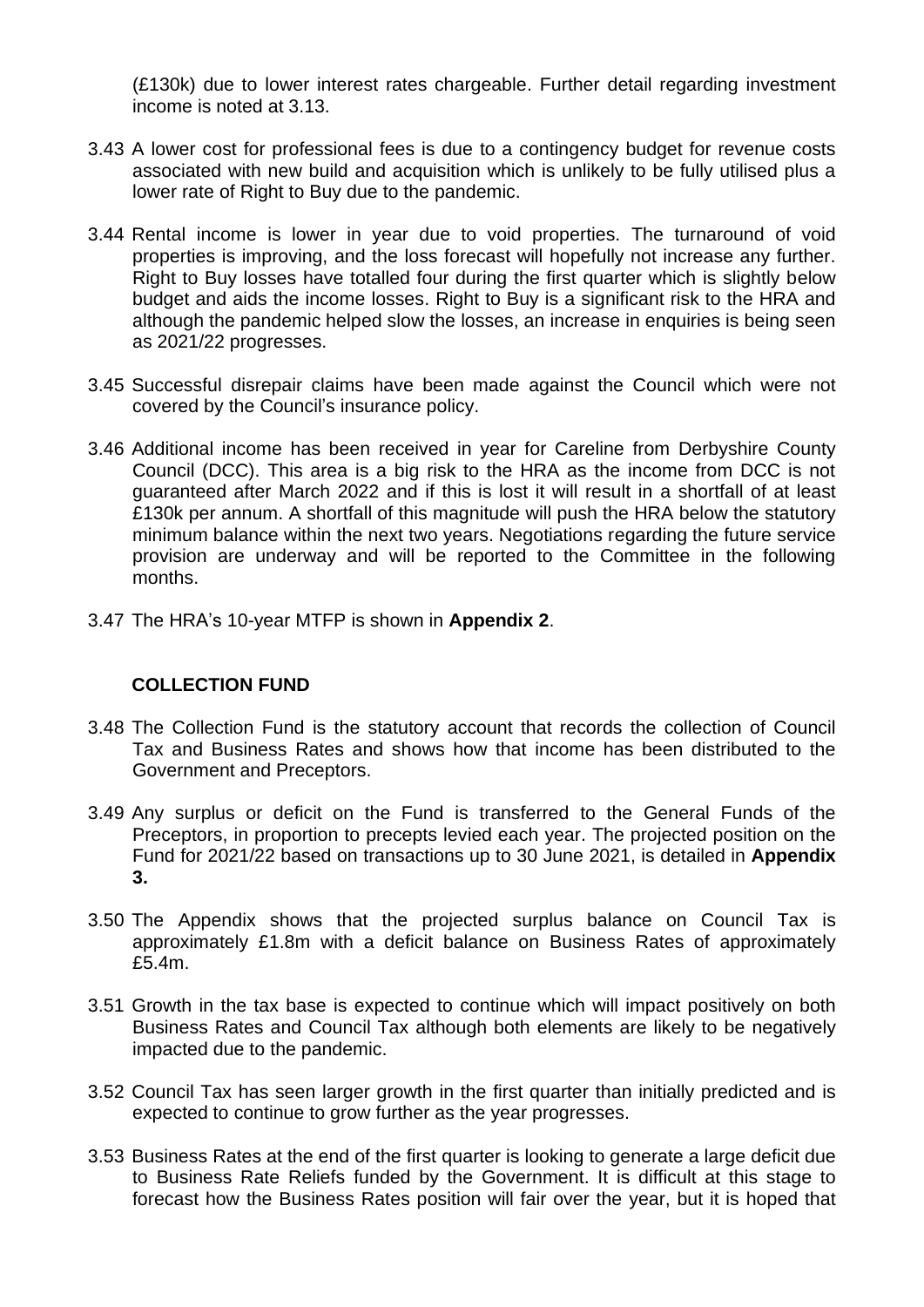(£130k) due to lower interest rates chargeable. Further detail regarding investment income is noted at 3.13.

3.43 A lower cost for professional fees is due to a contingency budget for revenue costs associated with new build and acquisition which is unlikely to be fully utilised plus a lower rate of Right to Buy due to the pandemic.

3.44 Rental income is lower in year due to void properties. The turnaround of void properties is improving, and the loss forecast will hopefully not increase any further. Right to Buy losses have totalled four during the first quarter which is slightly below budget and aids the income losses. Right to Buy is a significant risk to the HRA and although the pandemic helped slow the losses, an increase in enquiries is being seen as 2021/22 progresses.

3.45 Successful disrepair claims have been made against the Council which were not covered by the Council's insurance policy.

3.46 Additional income has been received in year for Careline from Derbyshire County Council (DCC). This area is a big risk to the HRA as the income from DCC is not guaranteed after March 2022 and if this is lost it will result in a shortfall of at least £130k per annum. A shortfall of this magnitude will push the HRA below the statutory minimum balance within the next two years. Negotiations regarding the future service provision are underway and will be reported to the Committee in the following months.

3.47 The HRA's 10-year MTFP is shown in **Appendix 2**.

## COLLECTION FUND

3.48 The Collection Fund is the statutory account that records the collection of Council Tax and Business Rates and shows how that income has been distributed to the Government and Preceptors.

3.49 Any surplus or deficit on the Fund is transferred to the General Funds of the Preceptors, in proportion to precepts levied each year. The projected position on the Fund for 2021/22 based on transactions up to 30 June 2021, is detailed in **Appendix 3.**

3.50 The Appendix shows that the projected surplus balance on Council Tax is approximately £1.8m with a deficit balance on Business Rates of approximately £5.4m.

3.51 Growth in the tax base is expected to continue which will impact positively on both Business Rates and Council Tax although both elements are likely to be negatively impacted due to the pandemic.

3.52 Council Tax has seen larger growth in the first quarter than initially predicted and is expected to continue to grow further as the year progresses.

3.53 Business Rates at the end of the first quarter is looking to generate a large deficit due to Business Rate Reliefs funded by the Government. It is difficult at this stage to forecast how the Business Rates position will fair over the year, but it is hoped that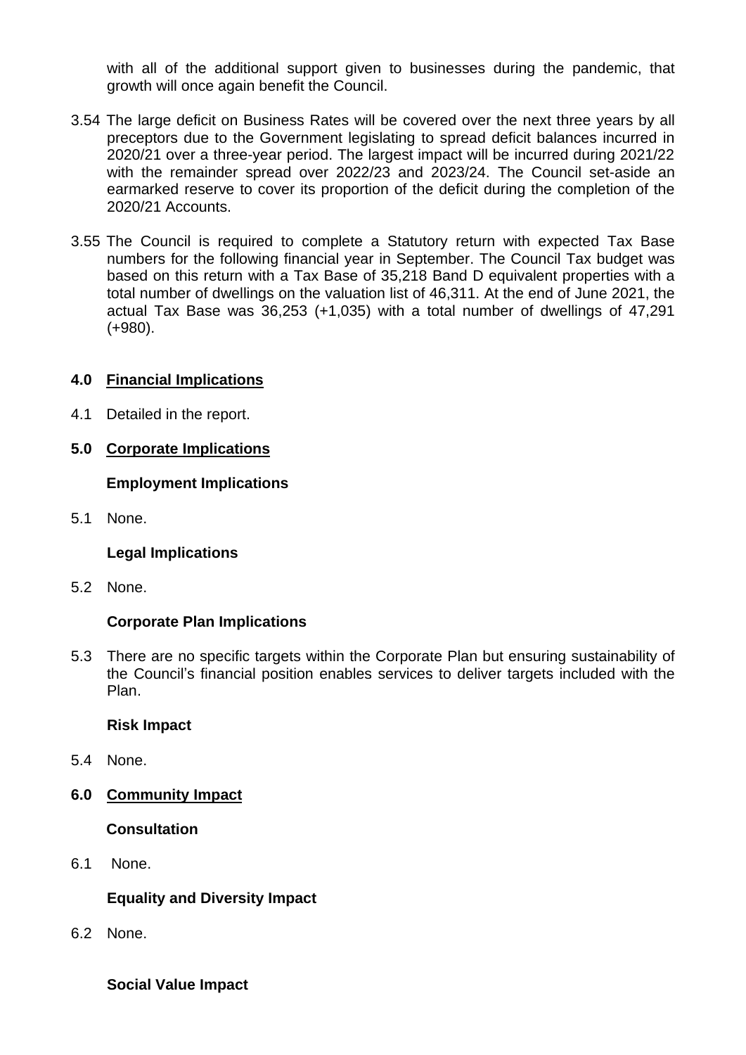with all of the additional support given to businesses during the pandemic, that growth will once again benefit the Council.

3.54 The large deficit on Business Rates will be covered over the next three years by all preceptors due to the Government legislating to spread deficit balances incurred in 2020/21 over a three-year period. The largest impact will be incurred during 2021/22 with the remainder spread over 2022/23 and 2023/24. The Council set-aside an earmarked reserve to cover its proportion of the deficit during the completion of the 2020/21 Accounts.

3.55 The Council is required to complete a Statutory return with expected Tax Base numbers for the following financial year in September. The Council Tax budget was based on this return with a Tax Base of 35,218 Band D equivalent properties with a total number of dwellings on the valuation list of 46,311. At the end of June 2021, the actual Tax Base was 36,253 (+1,035) with a total number of dwellings of 47,291 (+980).

## 4.0 Financial Implications

4.1 Detailed in the report.

## 5.0 Corporate Implications

### Employment Implications

5.1 None.

### Legal Implications

5.2 None.

### Corporate Plan Implications

5.3 There are no specific targets within the Corporate Plan but ensuring sustainability of the Council's financial position enables services to deliver targets included with the Plan.

### Risk Impact

5.4 None.

## 6.0 Community Impact

### Consultation

6.1 None.

### Equality and Diversity Impact

6.2 None.

### Social Value Impact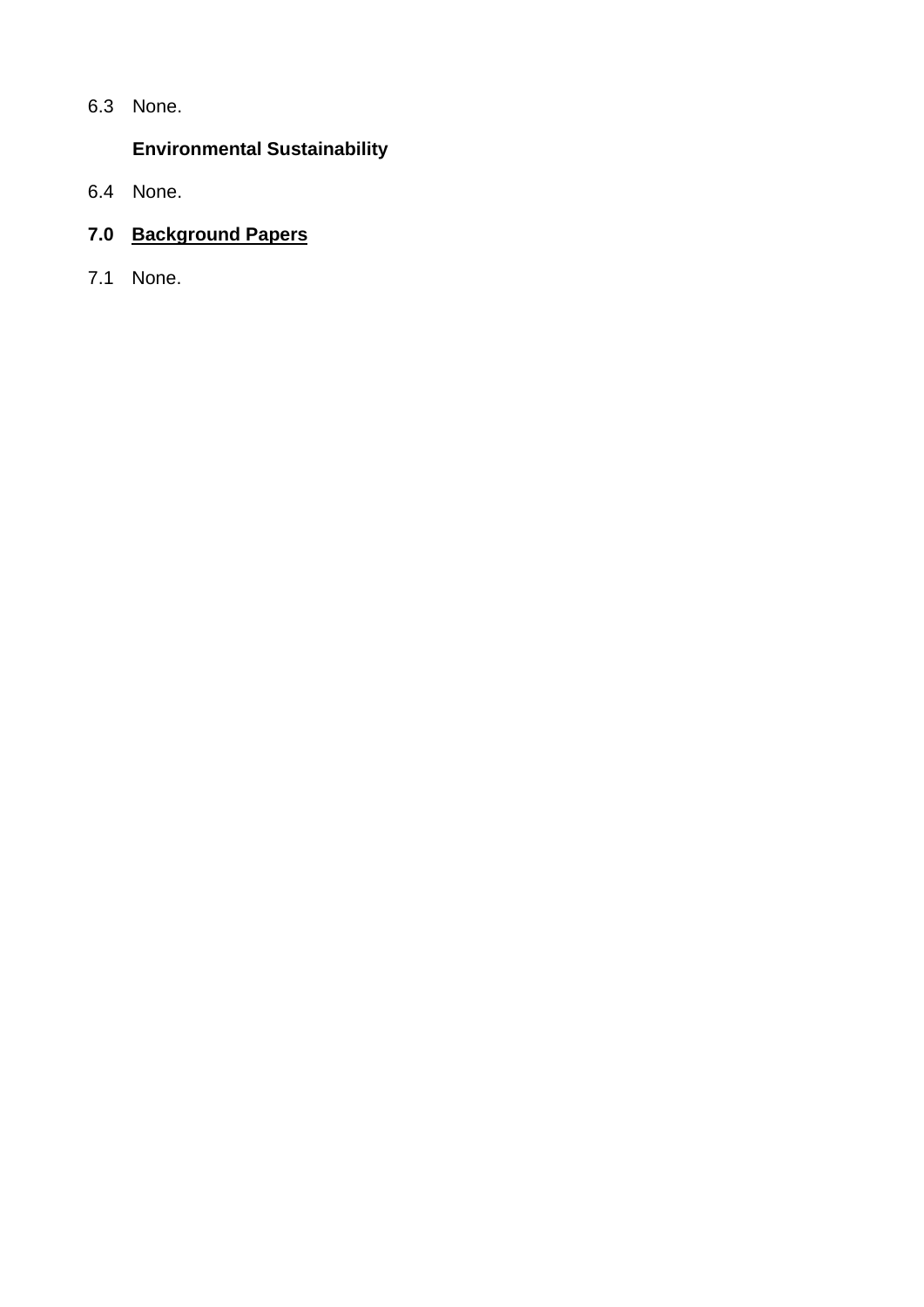6.3 None.

**Environmental Sustainability**

6.4 None.

## 7.0 Background Papers

7.1 None.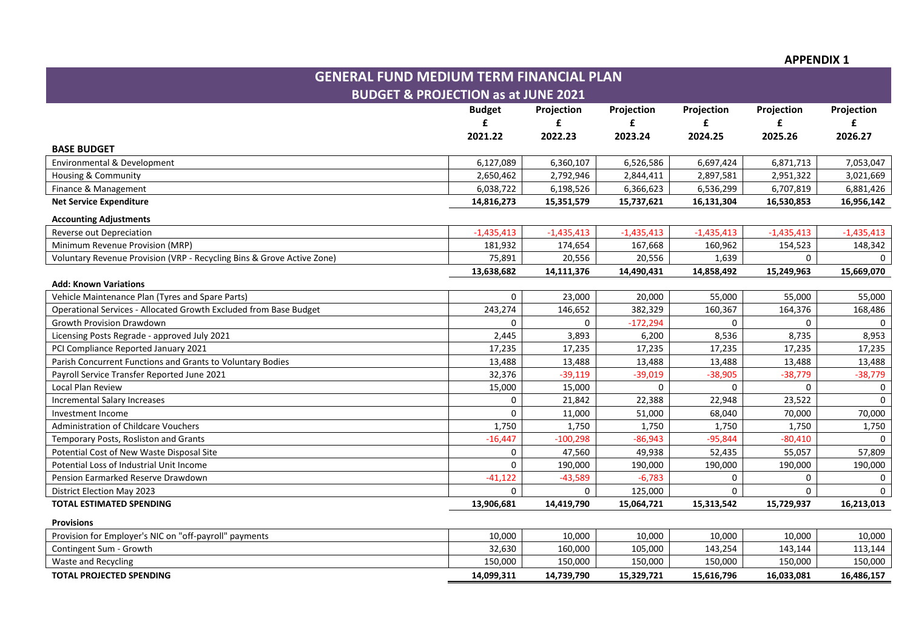**APPENDIX 1**

# GENERAL FUND MEDIUM TERM FINANCIAL PLAN

## BUDGET & PROJECTION as at JUNE 2021

| | Budget £ 2021.22 | Projection £ 2022.23 | Projection £ 2023.24 | Projection £ 2024.25 | Projection £ 2025.26 | Projection £ 2026.27 |
|---|---|---|---|---|---|---|
| **BASE BUDGET** | | | | | | |
| Environmental & Development | 6,127,089 | 6,360,107 | 6,526,586 | 6,697,424 | 6,871,713 | 7,053,047 |
| Housing & Community | 2,650,462 | 2,792,946 | 2,844,411 | 2,897,581 | 2,951,322 | 3,021,669 |
| Finance & Management | 6,038,722 | 6,198,526 | 6,366,623 | 6,536,299 | 6,707,819 | 6,881,426 |
| **Net Service Expenditure** | **14,816,273** | **15,351,579** | **15,737,621** | **16,131,304** | **16,530,853** | **16,956,142** |
| **Accounting Adjustments** | | | | | | |
| Reverse out Depreciation | -1,435,413 | -1,435,413 | -1,435,413 | -1,435,413 | -1,435,413 | -1,435,413 |
| Minimum Revenue Provision (MRP) | 181,932 | 174,654 | 167,668 | 160,962 | 154,523 | 148,342 |
| Voluntary Revenue Provision (VRP - Recycling Bins & Grove Active Zone) | 75,891 | 20,556 | 20,556 | 1,639 | 0 | 0 |
| | **13,638,682** | **14,111,376** | **14,490,431** | **14,858,492** | **15,249,963** | **15,669,070** |
| **Add: Known Variations** | | | | | | |
| Vehicle Maintenance Plan (Tyres and Spare Parts) | 0 | 23,000 | 20,000 | 55,000 | 55,000 | 55,000 |
| Operational Services - Allocated Growth Excluded from Base Budget | 243,274 | 146,652 | 382,329 | 160,367 | 164,376 | 168,486 |
| Growth Provision Drawdown | 0 | 0 | -172,294 | 0 | 0 | 0 |
| Licensing Posts Regrade - approved July 2021 | 2,445 | 3,893 | 6,200 | 8,536 | 8,735 | 8,953 |
| PCI Compliance Reported January 2021 | 17,235 | 17,235 | 17,235 | 17,235 | 17,235 | 17,235 |
| Parish Concurrent Functions and Grants to Voluntary Bodies | 13,488 | 13,488 | 13,488 | 13,488 | 13,488 | 13,488 |
| Payroll Service Transfer Reported June 2021 | 32,376 | -39,119 | -39,019 | -38,905 | -38,779 | -38,779 |
| Local Plan Review | 15,000 | 15,000 | 0 | 0 | 0 | 0 |
| Incremental Salary Increases | 0 | 21,842 | 22,388 | 22,948 | 23,522 | 0 |
| Investment Income | 0 | 11,000 | 51,000 | 68,040 | 70,000 | 70,000 |
| Administration of Childcare Vouchers | 1,750 | 1,750 | 1,750 | 1,750 | 1,750 | 1,750 |
| Temporary Posts, Rosliston and Grants | -16,447 | -100,298 | -86,943 | -95,844 | -80,410 | 0 |
| Potential Cost of New Waste Disposal Site | 0 | 47,560 | 49,938 | 52,435 | 55,057 | 57,809 |
| Potential Loss of Industrial Unit Income | 0 | 190,000 | 190,000 | 190,000 | 190,000 | 190,000 |
| Pension Earmarked Reserve Drawdown | -41,122 | -43,589 | -6,783 | 0 | 0 | 0 |
| District Election May 2023 | 0 | 0 | 125,000 | 0 | 0 | 0 |
| **TOTAL ESTIMATED SPENDING** | **13,906,681** | **14,419,790** | **15,064,721** | **15,313,542** | **15,729,937** | **16,213,013** |
| **Provisions** | | | | | | |
| Provision for Employer's NIC on "off-payroll" payments | 10,000 | 10,000 | 10,000 | 10,000 | 10,000 | 10,000 |
| Contingent Sum - Growth | 32,630 | 160,000 | 105,000 | 143,254 | 143,144 | 113,144 |
| Waste and Recycling | 150,000 | 150,000 | 150,000 | 150,000 | 150,000 | 150,000 |
| **TOTAL PROJECTED SPENDING** | **14,099,311** | **14,739,790** | **15,329,721** | **15,616,796** | **16,033,081** | **16,486,157** |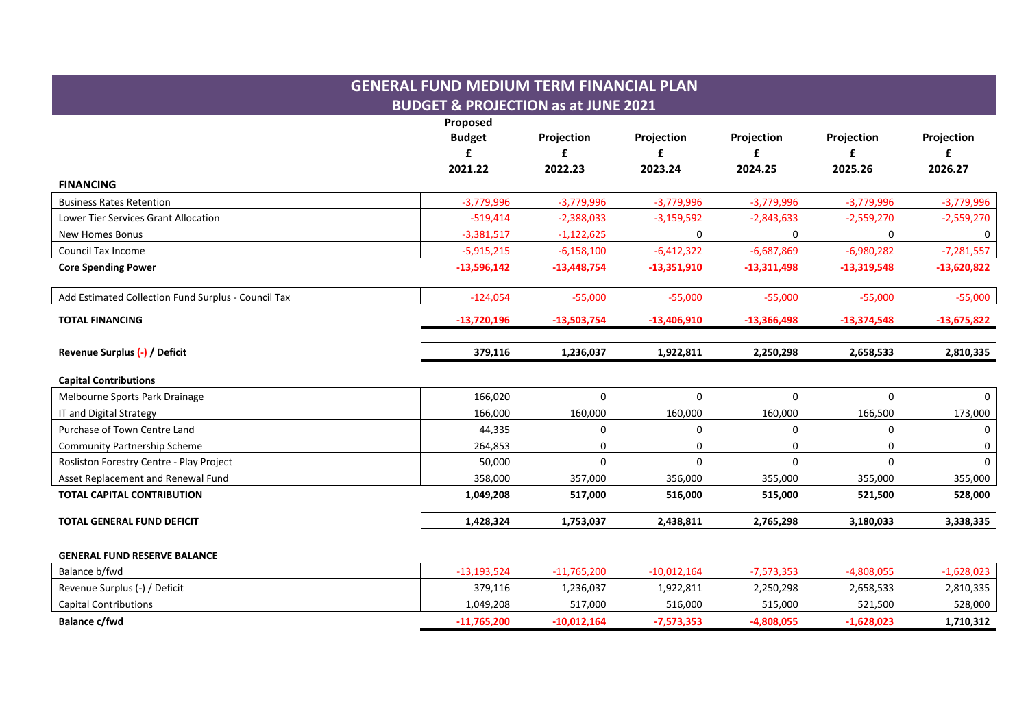## GENERAL FUND MEDIUM TERM FINANCIAL PLAN

### BUDGET & PROJECTION as at JUNE 2021

| | Proposed Budget £ 2021.22 | Projection £ 2022.23 | Projection £ 2023.24 | Projection £ 2024.25 | Projection £ 2025.26 | Projection £ 2026.27 |
|---|---|---|---|---|---|---|
| **FINANCING** | | | | | | |
| Business Rates Retention | -3,779,996 | -3,779,996 | -3,779,996 | -3,779,996 | -3,779,996 | -3,779,996 |
| Lower Tier Services Grant Allocation | -519,414 | -2,388,033 | -3,159,592 | -2,843,633 | -2,559,270 | -2,559,270 |
| New Homes Bonus | -3,381,517 | -1,122,625 | 0 | 0 | 0 | 0 |
| Council Tax Income | -5,915,215 | -6,158,100 | -6,412,322 | -6,687,869 | -6,980,282 | -7,281,557 |
| **Core Spending Power** | **-13,596,142** | **-13,448,754** | **-13,351,910** | **-13,311,498** | **-13,319,548** | **-13,620,822** |
| Add Estimated Collection Fund Surplus - Council Tax | -124,054 | -55,000 | -55,000 | -55,000 | -55,000 | -55,000 |
| **TOTAL FINANCING** | **-13,720,196** | **-13,503,754** | **-13,406,910** | **-13,366,498** | **-13,374,548** | **-13,675,822** |
| **Revenue Surplus (-) / Deficit** | **379,116** | **1,236,037** | **1,922,811** | **2,250,298** | **2,658,533** | **2,810,335** |
| **Capital Contributions** | | | | | | |
| Melbourne Sports Park Drainage | 166,020 | 0 | 0 | 0 | 0 | 0 |
| IT and Digital Strategy | 166,000 | 160,000 | 160,000 | 160,000 | 166,500 | 173,000 |
| Purchase of Town Centre Land | 44,335 | 0 | 0 | 0 | 0 | 0 |
| Community Partnership Scheme | 264,853 | 0 | 0 | 0 | 0 | 0 |
| Rosliston Forestry Centre - Play Project | 50,000 | 0 | 0 | 0 | 0 | 0 |
| Asset Replacement and Renewal Fund | 358,000 | 357,000 | 356,000 | 355,000 | 355,000 | 355,000 |
| **TOTAL CAPITAL CONTRIBUTION** | **1,049,208** | **517,000** | **516,000** | **515,000** | **521,500** | **528,000** |
| **TOTAL GENERAL FUND DEFICIT** | **1,428,324** | **1,753,037** | **2,438,811** | **2,765,298** | **3,180,033** | **3,338,335** |
| **GENERAL FUND RESERVE BALANCE** | | | | | | |
| Balance b/fwd | -13,193,524 | -11,765,200 | -10,012,164 | -7,573,353 | -4,808,055 | -1,628,023 |
| Revenue Surplus (-) / Deficit | 379,116 | 1,236,037 | 1,922,811 | 2,250,298 | 2,658,533 | 2,810,335 |
| Capital Contributions | 1,049,208 | 517,000 | 516,000 | 515,000 | 521,500 | 528,000 |
| **Balance c/fwd** | **-11,765,200** | **-10,012,164** | **-7,573,353** | **-4,808,055** | **-1,628,023** | **1,710,312** |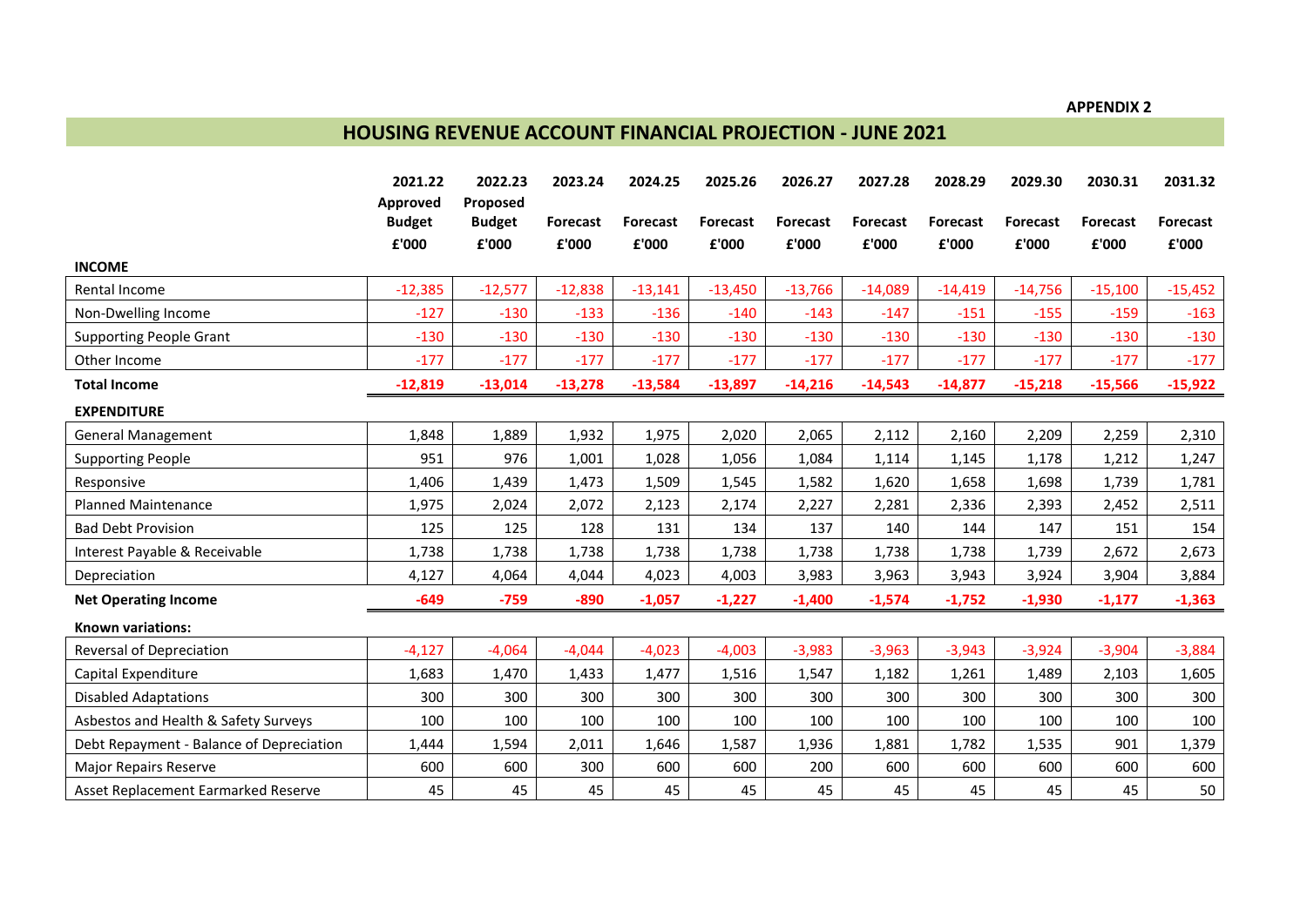**APPENDIX 2**

# HOUSING REVENUE ACCOUNT FINANCIAL PROJECTION - JUNE 2021

| | 2021.22 Approved Budget £'000 | 2022.23 Proposed Budget £'000 | 2023.24 Forecast £'000 | 2024.25 Forecast £'000 | 2025.26 Forecast £'000 | 2026.27 Forecast £'000 | 2027.28 Forecast £'000 | 2028.29 Forecast £'000 | 2029.30 Forecast £'000 | 2030.31 Forecast £'000 | 2031.32 Forecast £'000 |
|---|---|---|---|---|---|---|---|---|---|---|---|
| **INCOME** | | | | | | | | | | | |
| Rental Income | -12,385 | -12,577 | -12,838 | -13,141 | -13,450 | -13,766 | -14,089 | -14,419 | -14,756 | -15,100 | -15,452 |
| Non-Dwelling Income | -127 | -130 | -133 | -136 | -140 | -143 | -147 | -151 | -155 | -159 | -163 |
| Supporting People Grant | -130 | -130 | -130 | -130 | -130 | -130 | -130 | -130 | -130 | -130 | -130 |
| Other Income | -177 | -177 | -177 | -177 | -177 | -177 | -177 | -177 | -177 | -177 | -177 |
| **Total Income** | **-12,819** | **-13,014** | **-13,278** | **-13,584** | **-13,897** | **-14,216** | **-14,543** | **-14,877** | **-15,218** | **-15,566** | **-15,922** |
| **EXPENDITURE** | | | | | | | | | | | |
| General Management | 1,848 | 1,889 | 1,932 | 1,975 | 2,020 | 2,065 | 2,112 | 2,160 | 2,209 | 2,259 | 2,310 |
| Supporting People | 951 | 976 | 1,001 | 1,028 | 1,056 | 1,084 | 1,114 | 1,145 | 1,178 | 1,212 | 1,247 |
| Responsive | 1,406 | 1,439 | 1,473 | 1,509 | 1,545 | 1,582 | 1,620 | 1,658 | 1,698 | 1,739 | 1,781 |
| Planned Maintenance | 1,975 | 2,024 | 2,072 | 2,123 | 2,174 | 2,227 | 2,281 | 2,336 | 2,393 | 2,452 | 2,511 |
| Bad Debt Provision | 125 | 125 | 128 | 131 | 134 | 137 | 140 | 144 | 147 | 151 | 154 |
| Interest Payable & Receivable | 1,738 | 1,738 | 1,738 | 1,738 | 1,738 | 1,738 | 1,738 | 1,738 | 1,739 | 2,672 | 2,673 |
| Depreciation | 4,127 | 4,064 | 4,044 | 4,023 | 4,003 | 3,983 | 3,963 | 3,943 | 3,924 | 3,904 | 3,884 |
| **Net Operating Income** | **-649** | **-759** | **-890** | **-1,057** | **-1,227** | **-1,400** | **-1,574** | **-1,752** | **-1,930** | **-1,177** | **-1,363** |
| **Known variations:** | | | | | | | | | | | |
| Reversal of Depreciation | -4,127 | -4,064 | -4,044 | -4,023 | -4,003 | -3,983 | -3,963 | -3,943 | -3,924 | -3,904 | -3,884 |
| Capital Expenditure | 1,683 | 1,470 | 1,433 | 1,477 | 1,516 | 1,547 | 1,182 | 1,261 | 1,489 | 2,103 | 1,605 |
| Disabled Adaptations | 300 | 300 | 300 | 300 | 300 | 300 | 300 | 300 | 300 | 300 | 300 |
| Asbestos and Health & Safety Surveys | 100 | 100 | 100 | 100 | 100 | 100 | 100 | 100 | 100 | 100 | 100 |
| Debt Repayment - Balance of Depreciation | 1,444 | 1,594 | 2,011 | 1,646 | 1,587 | 1,936 | 1,881 | 1,782 | 1,535 | 901 | 1,379 |
| Major Repairs Reserve | 600 | 600 | 300 | 600 | 600 | 200 | 600 | 600 | 600 | 600 | 600 |
| Asset Replacement Earmarked Reserve | 45 | 45 | 45 | 45 | 45 | 45 | 45 | 45 | 45 | 45 | 50 |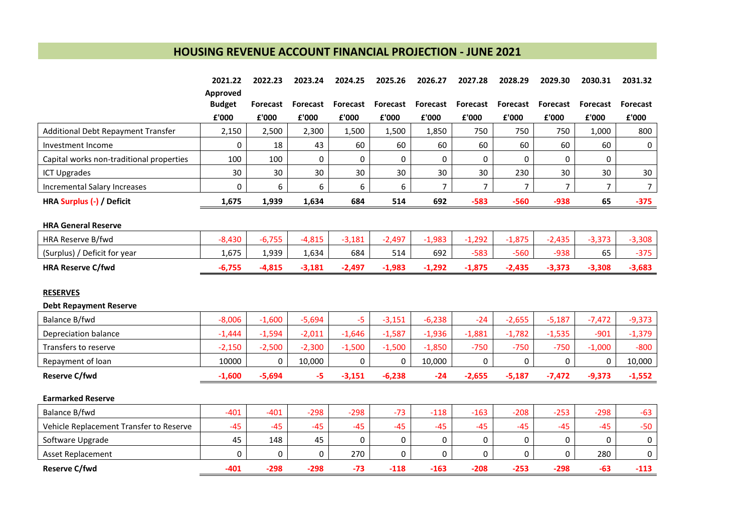# HOUSING REVENUE ACCOUNT FINANCIAL PROJECTION - JUNE 2021

| | 2021.22 | 2022.23 | 2023.24 | 2024.25 | 2025.26 | 2026.27 | 2027.28 | 2028.29 | 2029.30 | 2030.31 | 2031.32 |
|---|---|---|---|---|---|---|---|---|---|---|---|
| | Approved Budget | Forecast | Forecast | Forecast | Forecast | Forecast | Forecast | Forecast | Forecast | Forecast | Forecast |
| | £'000 | £'000 | £'000 | £'000 | £'000 | £'000 | £'000 | £'000 | £'000 | £'000 | £'000 |
| Additional Debt Repayment Transfer | 2,150 | 2,500 | 2,300 | 1,500 | 1,500 | 1,850 | 750 | 750 | 750 | 1,000 | 800 |
| Investment Income | 0 | 18 | 43 | 60 | 60 | 60 | 60 | 60 | 60 | 60 | 0 |
| Capital works non-traditional properties | 100 | 100 | 0 | 0 | 0 | 0 | 0 | 0 | 0 | 0 | |
| ICT Upgrades | 30 | 30 | 30 | 30 | 30 | 30 | 30 | 230 | 30 | 30 | 30 |
| Incremental Salary Increases | 0 | 6 | 6 | 6 | 6 | 7 | 7 | 7 | 7 | 7 | 7 |
| **HRA Surplus (-) / Deficit** | **1,675** | **1,939** | **1,634** | **684** | **514** | **692** | **-583** | **-560** | **-938** | **65** | **-375** |
| | | | | | | | | | | | |
| **HRA General Reserve** | | | | | | | | | | | |
| HRA Reserve B/fwd | -8,430 | -6,755 | -4,815 | -3,181 | -2,497 | -1,983 | -1,292 | -1,875 | -2,435 | -3,373 | -3,308 |
| (Surplus) / Deficit for year | 1,675 | 1,939 | 1,634 | 684 | 514 | 692 | -583 | -560 | -938 | 65 | -375 |
| **HRA Reserve C/fwd** | **-6,755** | **-4,815** | **-3,181** | **-2,497** | **-1,983** | **-1,292** | **-1,875** | **-2,435** | **-3,373** | **-3,308** | **-3,683** |
| | | | | | | | | | | | |
| **RESERVES** | | | | | | | | | | | |
| **Debt Repayment Reserve** | | | | | | | | | | | |
| Balance B/fwd | -8,006 | -1,600 | -5,694 | -5 | -3,151 | -6,238 | -24 | -2,655 | -5,187 | -7,472 | -9,373 |
| Depreciation balance | -1,444 | -1,594 | -2,011 | -1,646 | -1,587 | -1,936 | -1,881 | -1,782 | -1,535 | -901 | -1,379 |
| Transfers to reserve | -2,150 | -2,500 | -2,300 | -1,500 | -1,500 | -1,850 | -750 | -750 | -750 | -1,000 | -800 |
| Repayment of loan | 10000 | 0 | 10,000 | 0 | 0 | 10,000 | 0 | 0 | 0 | 0 | 10,000 |
| **Reserve C/fwd** | **-1,600** | **-5,694** | **-5** | **-3,151** | **-6,238** | **-24** | **-2,655** | **-5,187** | **-7,472** | **-9,373** | **-1,552** |
| | | | | | | | | | | | |
| **Earmarked Reserve** | | | | | | | | | | | |
| Balance B/fwd | -401 | -401 | -298 | -298 | -73 | -118 | -163 | -208 | -253 | -298 | -63 |
| Vehicle Replacement Transfer to Reserve | -45 | -45 | -45 | -45 | -45 | -45 | -45 | -45 | -45 | -45 | -50 |
| Software Upgrade | 45 | 148 | 45 | 0 | 0 | 0 | 0 | 0 | 0 | 0 | 0 |
| Asset Replacement | 0 | 0 | 0 | 270 | 0 | 0 | 0 | 0 | 0 | 280 | 0 |
| **Reserve C/fwd** | **-401** | **-298** | **-298** | **-73** | **-118** | **-163** | **-208** | **-253** | **-298** | **-63** | **-113** |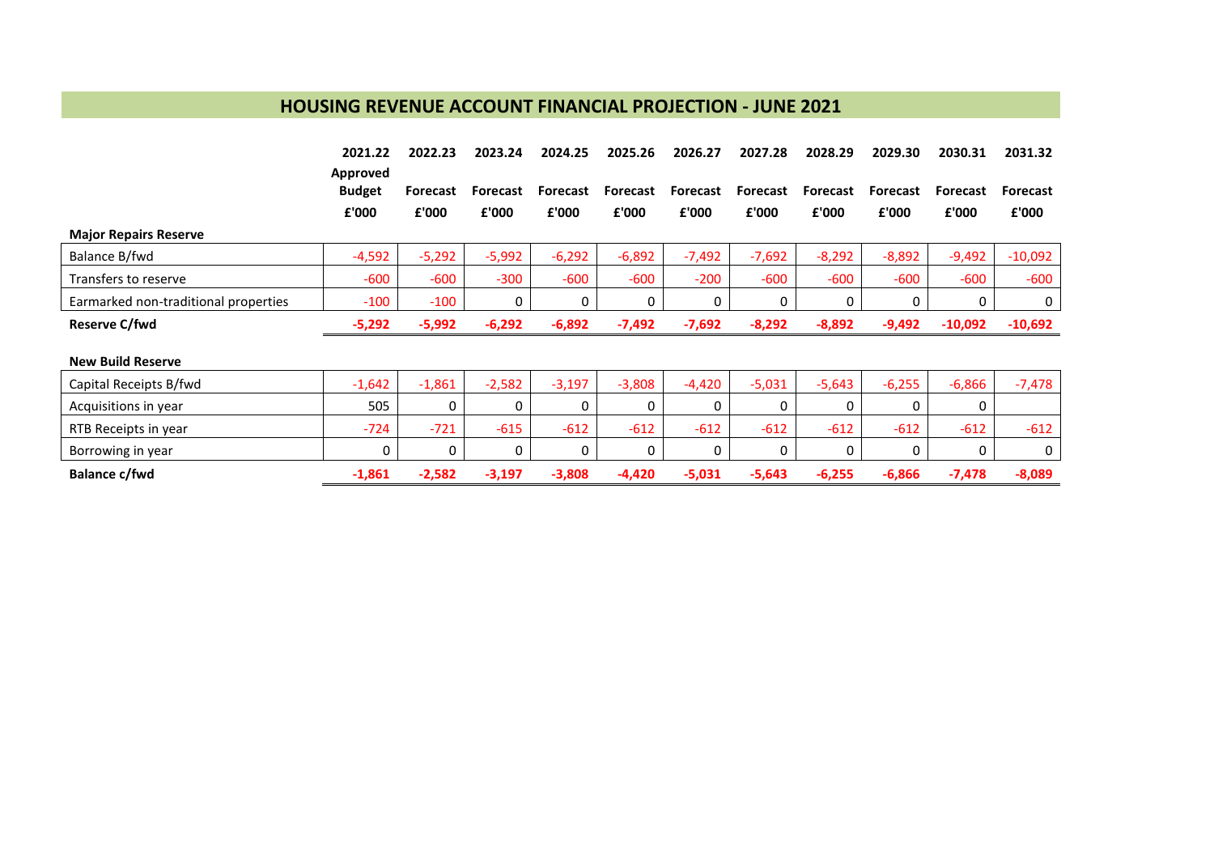## HOUSING REVENUE ACCOUNT FINANCIAL PROJECTION - JUNE 2021

| | 2021.22 Approved Budget £'000 | 2022.23 Forecast £'000 | 2023.24 Forecast £'000 | 2024.25 Forecast £'000 | 2025.26 Forecast £'000 | 2026.27 Forecast £'000 | 2027.28 Forecast £'000 | 2028.29 Forecast £'000 | 2029.30 Forecast £'000 | 2030.31 Forecast £'000 | 2031.32 Forecast £'000 |
|---|---|---|---|---|---|---|---|---|---|---|---|
| **Major Repairs Reserve** | | | | | | | | | | | |
| Balance B/fwd | -4,592 | -5,292 | -5,992 | -6,292 | -6,892 | -7,492 | -7,692 | -8,292 | -8,892 | -9,492 | -10,092 |
| Transfers to reserve | -600 | -600 | -300 | -600 | -600 | -200 | -600 | -600 | -600 | -600 | -600 |
| Earmarked non-traditional properties | -100 | -100 | 0 | 0 | 0 | 0 | 0 | 0 | 0 | 0 | 0 |
| **Reserve C/fwd** | **-5,292** | **-5,992** | **-6,292** | **-6,892** | **-7,492** | **-7,692** | **-8,292** | **-8,892** | **-9,492** | **-10,092** | **-10,692** |
| | | | | | | | | | | | |
| **New Build Reserve** | | | | | | | | | | | |
| Capital Receipts B/fwd | -1,642 | -1,861 | -2,582 | -3,197 | -3,808 | -4,420 | -5,031 | -5,643 | -6,255 | -6,866 | -7,478 |
| Acquisitions in year | 505 | 0 | 0 | 0 | 0 | 0 | 0 | 0 | 0 | 0 | |
| RTB Receipts in year | -724 | -721 | -615 | -612 | -612 | -612 | -612 | -612 | -612 | -612 | -612 |
| Borrowing in year | 0 | 0 | 0 | 0 | 0 | 0 | 0 | 0 | 0 | 0 | 0 |
| **Balance c/fwd** | **-1,861** | **-2,582** | **-3,197** | **-3,808** | **-4,420** | **-5,031** | **-5,643** | **-6,255** | **-6,866** | **-7,478** | **-8,089** |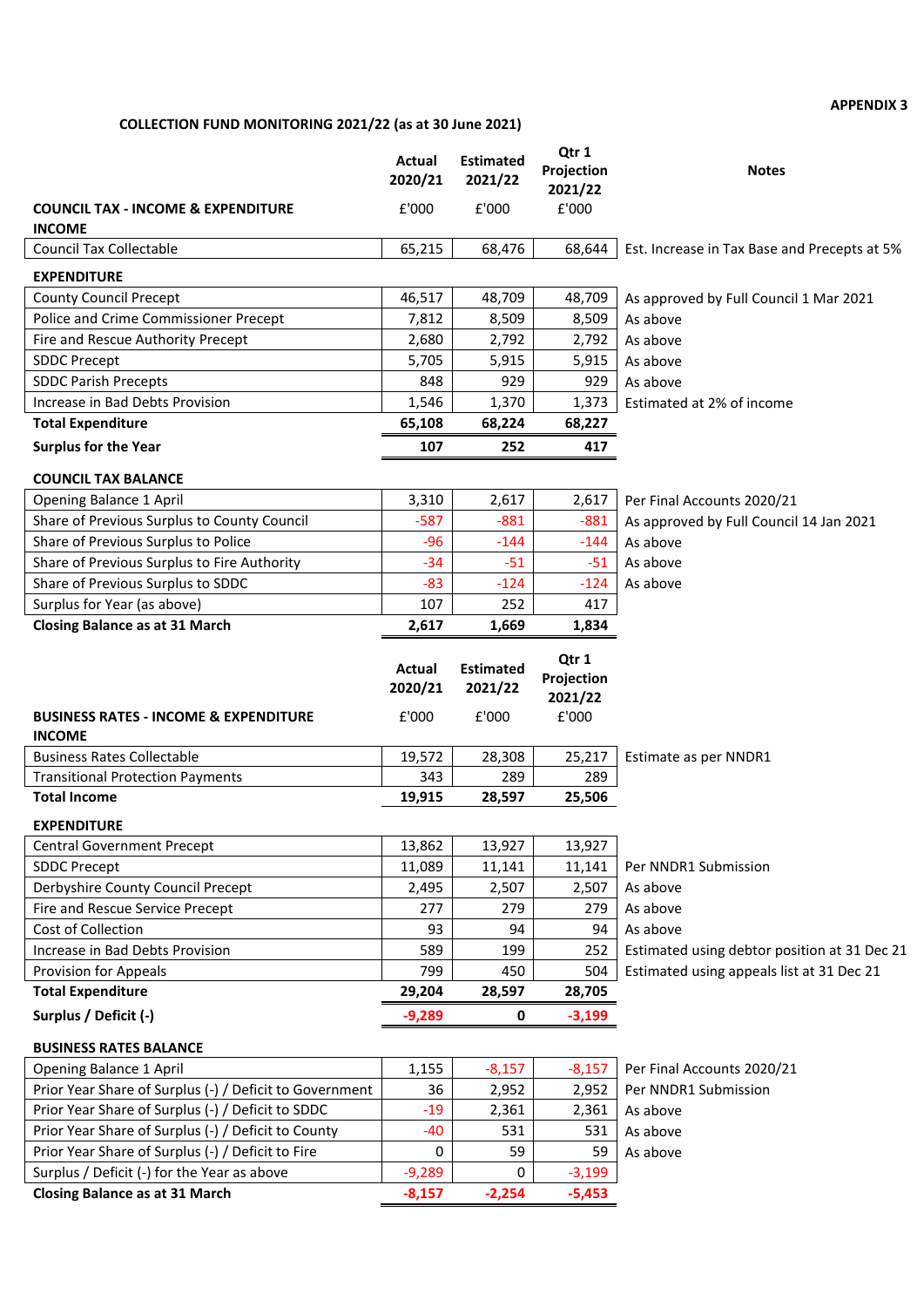APPENDIX 3

## COLLECTION FUND MONITORING 2021/22 (as at 30 June 2021)

| | Actual 2020/21 | Estimated 2021/22 | Qtr 1 Projection 2021/22 | Notes |
|---|---|---|---|---|
| **COUNCIL TAX - INCOME & EXPENDITURE** | £'000 | £'000 | £'000 | |
| **INCOME** | | | | |
| Council Tax Collectable | 65,215 | 68,476 | 68,644 | Est. Increase in Tax Base and Precepts at 5% |
| **EXPENDITURE** | | | | |
| County Council Precept | 46,517 | 48,709 | 48,709 | As approved by Full Council 1 Mar 2021 |
| Police and Crime Commissioner Precept | 7,812 | 8,509 | 8,509 | As above |
| Fire and Rescue Authority Precept | 2,680 | 2,792 | 2,792 | As above |
| SDDC Precept | 5,705 | 5,915 | 5,915 | As above |
| SDDC Parish Precepts | 848 | 929 | 929 | As above |
| Increase in Bad Debts Provision | 1,546 | 1,370 | 1,373 | Estimated at 2% of income |
| **Total Expenditure** | **65,108** | **68,224** | **68,227** | |
| **Surplus for the Year** | **107** | **252** | **417** | |
| **COUNCIL TAX BALANCE** | | | | |
| Opening Balance 1 April | 3,310 | 2,617 | 2,617 | Per Final Accounts 2020/21 |
| Share of Previous Surplus to County Council | -587 | -881 | -881 | As approved by Full Council 14 Jan 2021 |
| Share of Previous Surplus to Police | -96 | -144 | -144 | As above |
| Share of Previous Surplus to Fire Authority | -34 | -51 | -51 | As above |
| Share of Previous Surplus to SDDC | -83 | -124 | -124 | As above |
| Surplus for Year (as above) | 107 | 252 | 417 | |
| **Closing Balance as at 31 March** | **2,617** | **1,669** | **1,834** | |

| | Actual 2020/21 | Estimated 2021/22 | Qtr 1 Projection 2021/22 | Notes |
|---|---|---|---|---|
| **BUSINESS RATES - INCOME & EXPENDITURE** | £'000 | £'000 | £'000 | |
| **INCOME** | | | | |
| Business Rates Collectable | 19,572 | 28,308 | 25,217 | Estimate as per NNDR1 |
| Transitional Protection Payments | 343 | 289 | 289 | |
| **Total Income** | **19,915** | **28,597** | **25,506** | |
| **EXPENDITURE** | | | | |
| Central Government Precept | 13,862 | 13,927 | 13,927 | |
| SDDC Precept | 11,089 | 11,141 | 11,141 | Per NNDR1 Submission |
| Derbyshire County Council Precept | 2,495 | 2,507 | 2,507 | As above |
| Fire and Rescue Service Precept | 277 | 279 | 279 | As above |
| Cost of Collection | 93 | 94 | 94 | As above |
| Increase in Bad Debts Provision | 589 | 199 | 252 | Estimated using debtor position at 31 Dec 21 |
| Provision for Appeals | 799 | 450 | 504 | Estimated using appeals list at 31 Dec 21 |
| **Total Expenditure** | **29,204** | **28,597** | **28,705** | |
| **Surplus / Deficit (-)** | **-9,289** | **0** | **-3,199** | |
| **BUSINESS RATES BALANCE** | | | | |
| Opening Balance 1 April | 1,155 | -8,157 | -8,157 | Per Final Accounts 2020/21 |
| Prior Year Share of Surplus (-) / Deficit to Government | 36 | 2,952 | 2,952 | Per NNDR1 Submission |
| Prior Year Share of Surplus (-) / Deficit to SDDC | -19 | 2,361 | 2,361 | As above |
| Prior Year Share of Surplus (-) / Deficit to County | -40 | 531 | 531 | As above |
| Prior Year Share of Surplus (-) / Deficit to Fire | 0 | 59 | 59 | As above |
| Surplus / Deficit (-) for the Year as above | -9,289 | 0 | -3,199 | |
| **Closing Balance as at 31 March** | **-8,157** | **-2,254** | **-5,453** | |